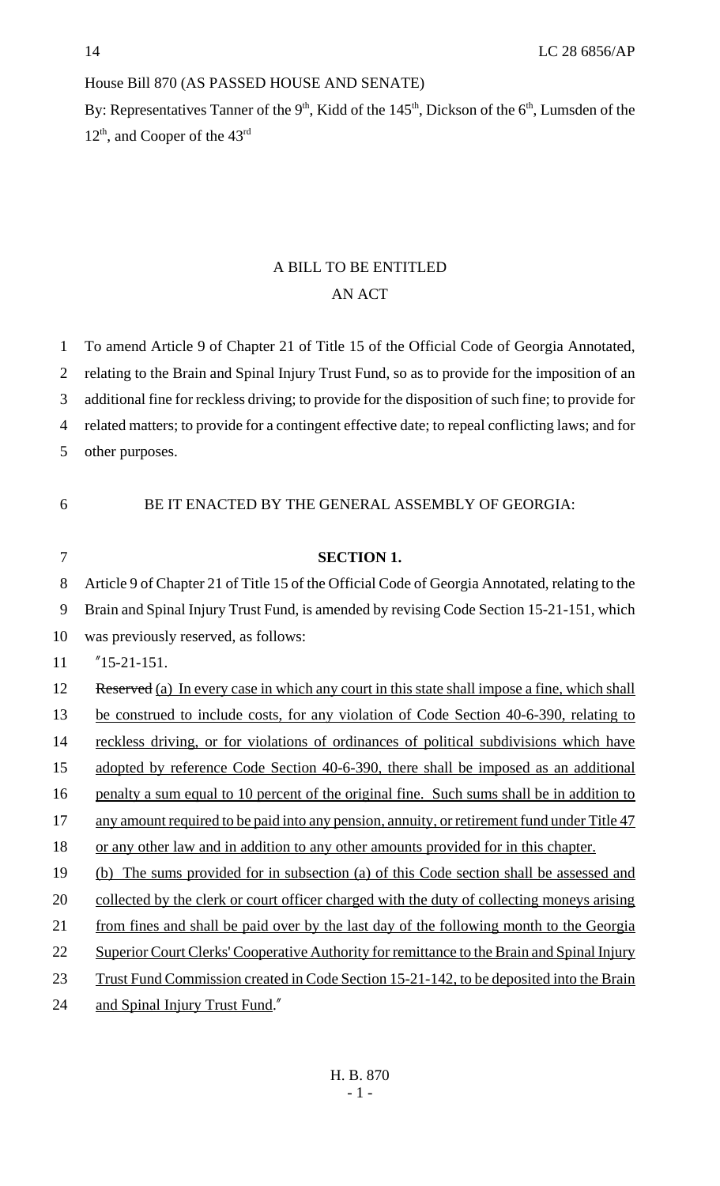House Bill 870 (AS PASSED HOUSE AND SENATE)

By: Representatives Tanner of the 9th, Kidd of the 145th, Dickson of the 6th, Lumsden of the 12th, and Cooper of the 43rd

A BILL TO BE ENTITLED

AN ACT

To amend Article 9 of Chapter 21 of Title 15 of the Official Code of Georgia Annotated, relating to the Brain and Spinal Injury Trust Fund, so as to provide for the imposition of an additional fine for reckless driving; to provide for the disposition of such fine; to provide for related matters; to provide for a contingent effective date; to repeal conflicting laws; and for other purposes.

BE IT ENACTED BY THE GENERAL ASSEMBLY OF GEORGIA:

**SECTION 1.**

Article 9 of Chapter 21 of Title 15 of the Official Code of Georgia Annotated, relating to the Brain and Spinal Injury Trust Fund, is amended by revising Code Section 15-21-151, which was previously reserved, as follows:

"15-21-151.

~~Reserved~~ (a) In every case in which any court in this state shall impose a fine, which shall be construed to include costs, for any violation of Code Section 40-6-390, relating to reckless driving, or for violations of ordinances of political subdivisions which have adopted by reference Code Section 40-6-390, there shall be imposed as an additional penalty a sum equal to 10 percent of the original fine. Such sums shall be in addition to any amount required to be paid into any pension, annuity, or retirement fund under Title 47 or any other law and in addition to any other amounts provided for in this chapter.

(b) The sums provided for in subsection (a) of this Code section shall be assessed and collected by the clerk or court officer charged with the duty of collecting moneys arising from fines and shall be paid over by the last day of the following month to the Georgia Superior Court Clerks' Cooperative Authority for remittance to the Brain and Spinal Injury Trust Fund Commission created in Code Section 15-21-142, to be deposited into the Brain and Spinal Injury Trust Fund."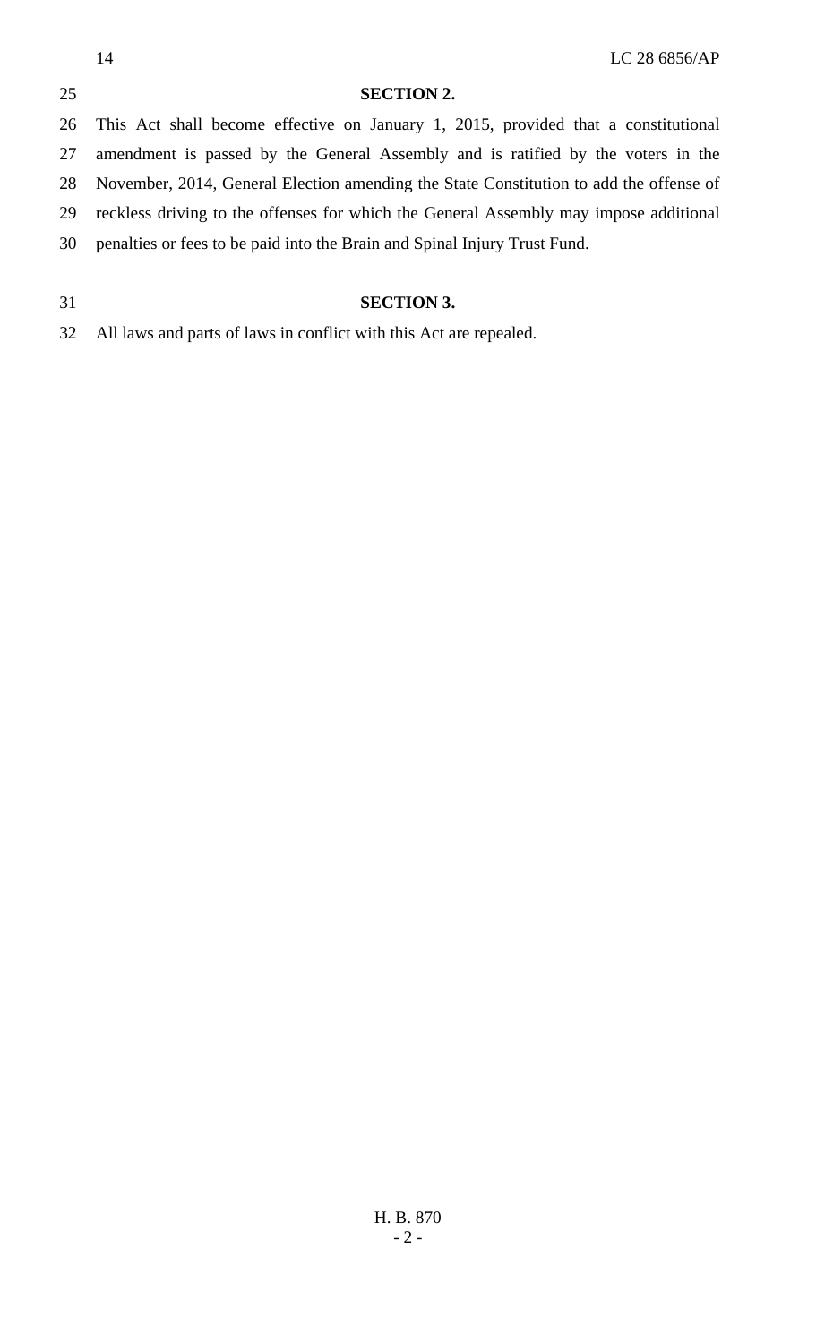**SECTION 2.**

This Act shall become effective on January 1, 2015, provided that a constitutional amendment is passed by the General Assembly and is ratified by the voters in the November, 2014, General Election amending the State Constitution to add the offense of reckless driving to the offenses for which the General Assembly may impose additional penalties or fees to be paid into the Brain and Spinal Injury Trust Fund.

**SECTION 3.**

All laws and parts of laws in conflict with this Act are repealed.